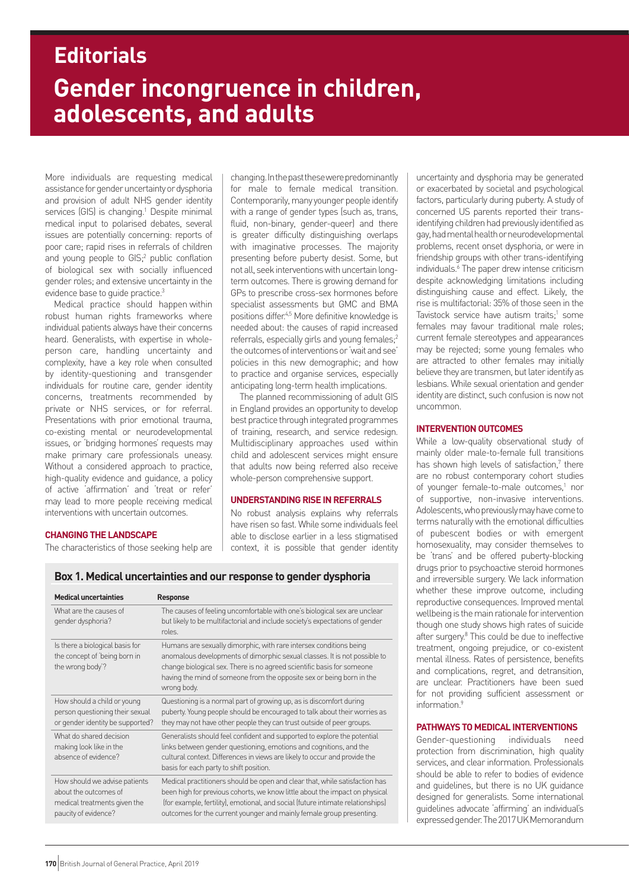# Editorials

# Gender incongruence in children, adolescents, and adults

More individuals are requesting medical assistance for gender uncertainty or dysphoria and provision of adult NHS gender identity services (GIS) is changing.[1] Despite minimal medical input to polarised debates, several issues are potentially concerning: reports of poor care; rapid rises in referrals of children and young people to GIS;[2] public conflation of biological sex with socially influenced gender roles; and extensive uncertainty in the evidence base to guide practice.[3]

Medical practice should happen within robust human rights frameworks where individual patients always have their concerns heard. Generalists, with expertise in whole-person care, handling uncertainty and complexity, have a key role when consulted by identity-questioning and transgender individuals for routine care, gender identity concerns, treatments recommended by private or NHS services, or for referral. Presentations with prior emotional trauma, co-existing mental or neurodevelopmental issues, or 'bridging hormones' requests may make primary care professionals uneasy. Without a considered approach to practice, high-quality evidence and guidance, a policy of active 'affirmation' and 'treat or refer' may lead to more people receiving medical interventions with uncertain outcomes.

## CHANGING THE LANDSCAPE

The characteristics of those seeking help are changing. In the past these were predominantly for male to female medical transition. Contemporarily, many younger people identify with a range of gender types (such as, trans, fluid, non-binary, gender-queer) and there is greater difficulty distinguishing overlaps with imaginative processes. The majority presenting before puberty desist. Some, but not all, seek interventions with uncertain long-term outcomes. There is growing demand for GPs to prescribe cross-sex hormones before specialist assessments but GMC and BMA positions differ.[4,5] More definitive knowledge is needed about: the causes of rapid increased referrals, especially girls and young females;[2] the outcomes of interventions or 'wait and see' policies in this new demographic; and how to practice and organise services, especially anticipating long-term health implications.

The planned recommissioning of adult GIS in England provides an opportunity to develop best practice through integrated programmes of training, research, and service redesign. Multidisciplinary approaches used within child and adolescent services might ensure that adults now being referred also receive whole-person comprehensive support.

## UNDERSTANDING RISE IN REFERRALS

No robust analysis explains why referrals have risen so fast. While some individuals feel able to disclose earlier in a less stigmatised context, it is possible that gender identity uncertainty and dysphoria may be generated or exacerbated by societal and psychological factors, particularly during puberty. A study of concerned US parents reported their trans-identifying children had previously identified as gay, had mental health or neurodevelopmental problems, recent onset dysphoria, or were in friendship groups with other trans-identifying individuals.[6] The paper drew intense criticism despite acknowledging limitations including distinguishing cause and effect. Likely, the rise is multifactorial: 35% of those seen in the Tavistock service have autism traits;[1] some females may favour traditional male roles; current female stereotypes and appearances may be rejected; some young females who are attracted to other females may initially believe they are transmen, but later identify as lesbians. While sexual orientation and gender identity are distinct, such confusion is now not uncommon.

## INTERVENTION OUTCOMES

While a low-quality observational study of mainly older male-to-female full transitions has shown high levels of satisfaction,[7] there are no robust contemporary cohort studies of younger female-to-male outcomes,[1] nor of supportive, non-invasive interventions. Adolescents, who previously may have come to terms naturally with the emotional difficulties of pubescent bodies or with emergent homosexuality, may consider themselves to be 'trans' and be offered puberty-blocking drugs prior to psychoactive steroid hormones and irreversible surgery. We lack information whether these improve outcome, including reproductive consequences. Improved mental wellbeing is the main rationale for intervention though one study shows high rates of suicide after surgery.[8] This could be due to ineffective treatment, ongoing prejudice, or co-existent mental illness. Rates of persistence, benefits and complications, regret, and detransition, are unclear. Practitioners have been sued for not providing sufficient assessment or information.[9]

## PATHWAYS TO MEDICAL INTERVENTIONS

Gender-questioning individuals need protection from discrimination, high quality services, and clear information. Professionals should be able to refer to bodies of evidence and guidelines, but there is no UK guidance designed for generalists. Some international guidelines advocate 'affirming' an individual's expressed gender. The 2017 UK Memorandum

**Box 1. Medical uncertainties and our response to gender dysphoria**

| Medical uncertainties | Response |
|---|---|
| What are the causes of gender dysphoria? | The causes of feeling uncomfortable with one's biological sex are unclear but likely to be multifactorial and include society's expectations of gender roles. |
| Is there a biological basis for the concept of 'being born in the wrong body'? | Humans are sexually dimorphic, with rare intersex conditions being anomalous developments of dimorphic sexual classes. It is not possible to change biological sex. There is no agreed scientific basis for someone having the mind of someone from the opposite sex or being born in the wrong body. |
| How should a child or young person questioning their sexual or gender identity be supported? | Questioning is a normal part of growing up, as is discomfort during puberty. Young people should be encouraged to talk about their worries as they may not have other people they can trust outside of peer groups. |
| What do shared decision making look like in the absence of evidence? | Generalists should feel confident and supported to explore the potential links between gender questioning, emotions and cognitions, and the cultural context. Differences in views are likely to occur and provide the basis for each party to shift position. |
| How should we advise patients about the outcomes of medical treatments given the paucity of evidence? | Medical practitioners should be open and clear that, while satisfaction has been high for previous cohorts, we know little about the impact on physical (for example, fertility), emotional, and social (future intimate relationships) outcomes for the current younger and mainly female group presenting. |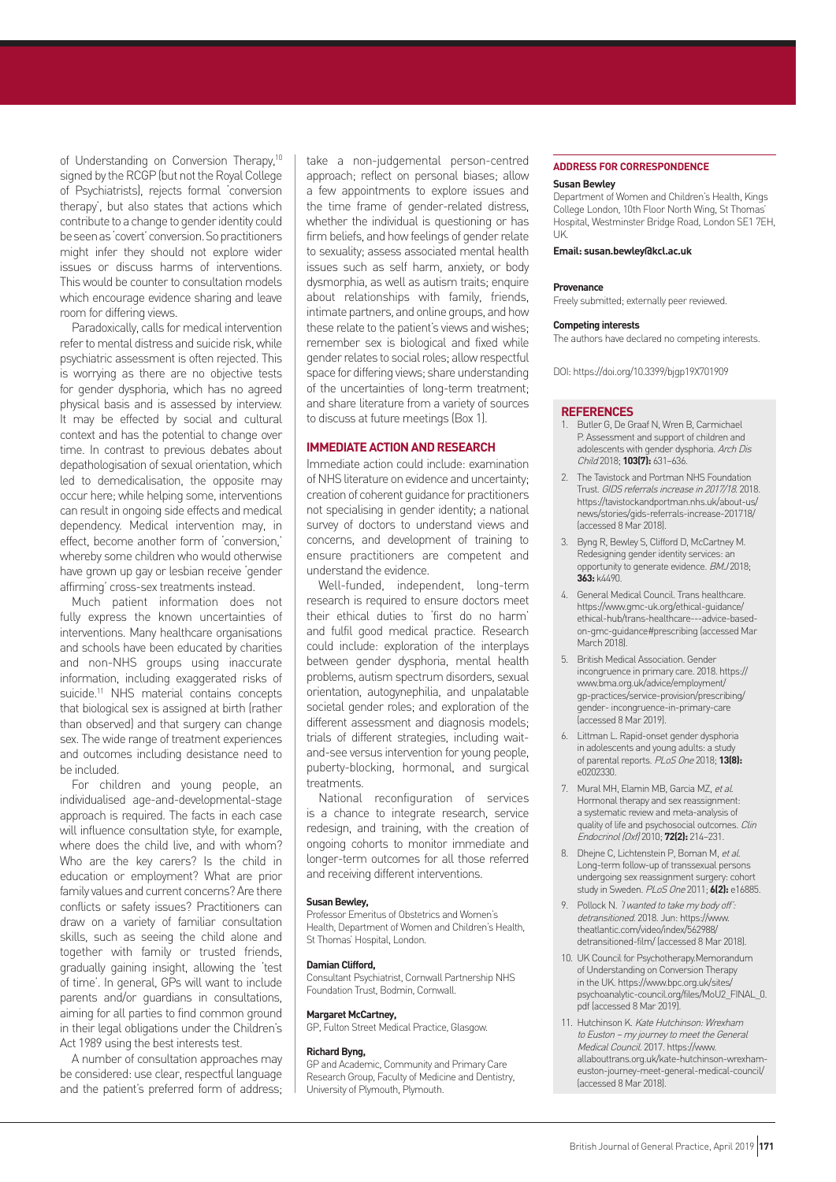of Understanding on Conversion Therapy,[10] signed by the RCGP (but not the Royal College of Psychiatrists), rejects formal 'conversion therapy', but also states that actions which contribute to a change to gender identity could be seen as 'covert' conversion. So practitioners might infer they should not explore wider issues or discuss harms of interventions. This would be counter to consultation models which encourage evidence sharing and leave room for differing views.

Paradoxically, calls for medical intervention refer to mental distress and suicide risk, while psychiatric assessment is often rejected. This is worrying as there are no objective tests for gender dysphoria, which has no agreed physical basis and is assessed by interview. It may be effected by social and cultural context and has the potential to change over time. In contrast to previous debates about depathologisation of sexual orientation, which led to demedicalisation, the opposite may occur here; while helping some, interventions can result in ongoing side effects and medical dependency. Medical intervention may, in effect, become another form of 'conversion,' whereby some children who would otherwise have grown up gay or lesbian receive 'gender affirming' cross-sex treatments instead.

Much patient information does not fully express the known uncertainties of interventions. Many healthcare organisations and schools have been educated by charities and non-NHS groups using inaccurate information, including exaggerated risks of suicide.[11] NHS material contains concepts that biological sex is assigned at birth (rather than observed) and that surgery can change sex. The wide range of treatment experiences and outcomes including desistance need to be included.

For children and young people, an individualised age-and-developmental-stage approach is required. The facts in each case will influence consultation style, for example, where does the child live, and with whom? Who are the key carers? Is the child in education or employment? What are prior family values and current concerns? Are there conflicts or safety issues? Practitioners can draw on a variety of familiar consultation skills, such as seeing the child alone and together with family or trusted friends, gradually gaining insight, allowing the 'test of time'. In general, GPs will want to include parents and/or guardians in consultations, aiming for all parties to find common ground in their legal obligations under the Children's Act 1989 using the best interests test.

A number of consultation approaches may be considered: use clear, respectful language and the patient's preferred form of address; take a non-judgemental person-centred approach; reflect on personal biases; allow a few appointments to explore issues and the time frame of gender-related distress, whether the individual is questioning or has firm beliefs, and how feelings of gender relate to sexuality; assess associated mental health issues such as self harm, anxiety, or body dysmorphia, as well as autism traits; enquire about relationships with family, friends, intimate partners, and online groups, and how these relate to the patient's views and wishes; remember sex is biological and fixed while gender relates to social roles; allow respectful space for differing views; share understanding of the uncertainties of long-term treatment; and share literature from a variety of sources to discuss at future meetings (Box 1).

## IMMEDIATE ACTION AND RESEARCH

Immediate action could include: examination of NHS literature on evidence and uncertainty; creation of coherent guidance for practitioners not specialising in gender identity; a national survey of doctors to understand views and concerns, and development of training to ensure practitioners are competent and understand the evidence.

Well-funded, independent, long-term research is required to ensure doctors meet their ethical duties to 'first do no harm' and fulfil good medical practice. Research could include: exploration of the interplays between gender dysphoria, mental health problems, autism spectrum disorders, sexual orientation, autogynephilia, and unpalatable societal gender roles; and exploration of the different assessment and diagnosis models; trials of different strategies, including wait-and-see versus intervention for young people, puberty-blocking, hormonal, and surgical treatments.

National reconfiguration of services is a chance to integrate research, service redesign, and training, with the creation of ongoing cohorts to monitor immediate and longer-term outcomes for all those referred and receiving different interventions.

**Susan Bewley,**
Professor Emeritus of Obstetrics and Women's Health, Department of Women and Children's Health, St Thomas' Hospital, London.

**Damian Clifford,**
Consultant Psychiatrist, Cornwall Partnership NHS Foundation Trust, Bodmin, Cornwall.

**Margaret McCartney,**
GP, Fulton Street Medical Practice, Glasgow.

**Richard Byng,**
GP and Academic, Community and Primary Care Research Group, Faculty of Medicine and Dentistry, University of Plymouth, Plymouth.

## ADDRESS FOR CORRESPONDENCE

**Susan Bewley**

Department of Women and Children's Health, Kings College London, 10th Floor North Wing, St Thomas' Hospital, Westminster Bridge Road, London SE1 7EH, UK.

**Email: susan.bewley@kcl.ac.uk**

**Provenance**

Freely submitted; externally peer reviewed.

**Competing interests**

The authors have declared no competing interests.

DOI: https://doi.org/10.3399/bjgp19X701909

## REFERENCES

1. Butler G, De Graaf N, Wren B, Carmichael P. Assessment and support of children and adolescents with gender dysphoria. *Arch Dis Child* 2018; **103(7):** 631–636.
2. The Tavistock and Portman NHS Foundation Trust. *GIDS referrals increase in 2017/18.* 2018. https://tavistockandportman.nhs.uk/about-us/news/stories/gids-referrals-increase-201718/ (accessed 8 Mar 2018).
3. Byng R, Bewley S, Clifford D, McCartney M. Redesigning gender identity services: an opportunity to generate evidence. *BMJ* 2018; **363:** k4490.
4. General Medical Council. Trans healthcare. https://www.gmc-uk.org/ethical-guidance/ethical-hub/trans-healthcare---advice-based-on-gmc-guidance#prescribing (accessed Mar March 2018).
5. British Medical Association. Gender incongruence in primary care. 2018. https://www.bma.org.uk/advice/employment/gp-practices/service-provision/prescribing/gender- incongruence-in-primary-care (accessed 8 Mar 2019).
6. Littman L. Rapid-onset gender dysphoria in adolescents and young adults: a study of parental reports. *PLoS One* 2018; **13(8):** e0202330.
7. Mural MH, Elamin MB, Garcia MZ, *et al.* Hormonal therapy and sex reassignment: a systematic review and meta-analysis of quality of life and psychosocial outcomes. *Clin Endocrinol (Oxf)* 2010; **72(2):** 214–231.
8. Dhejne C, Lichtenstein P, Boman M, *et al.* Long-term follow-up of transsexual persons undergoing sex reassignment surgery: cohort study in Sweden. *PLoS One* 2011; **6(2):** e16885.
9. Pollock N. *'I wanted to take my body off': detransitioned.* 2018. Jun: https://www.theatlantic.com/video/index/562988/detransitioned-film/ (accessed 8 Mar 2018).
10. UK Council for Psychotherapy.Memorandum of Understanding on Conversion Therapy in the UK. https://www.bpc.org.uk/sites/psychoanalytic-council.org/files/MoU2_FINAL_0.pdf (accessed 8 Mar 2019).
11. Hutchinson K. *Kate Hutchinson: Wrexham to Euston – my journey to meet the General Medical Council.* 2017. https://www.allabouttrans.org.uk/kate-hutchinson-wrexham-euston-journey-meet-general-medical-council/ (accessed 8 Mar 2018).